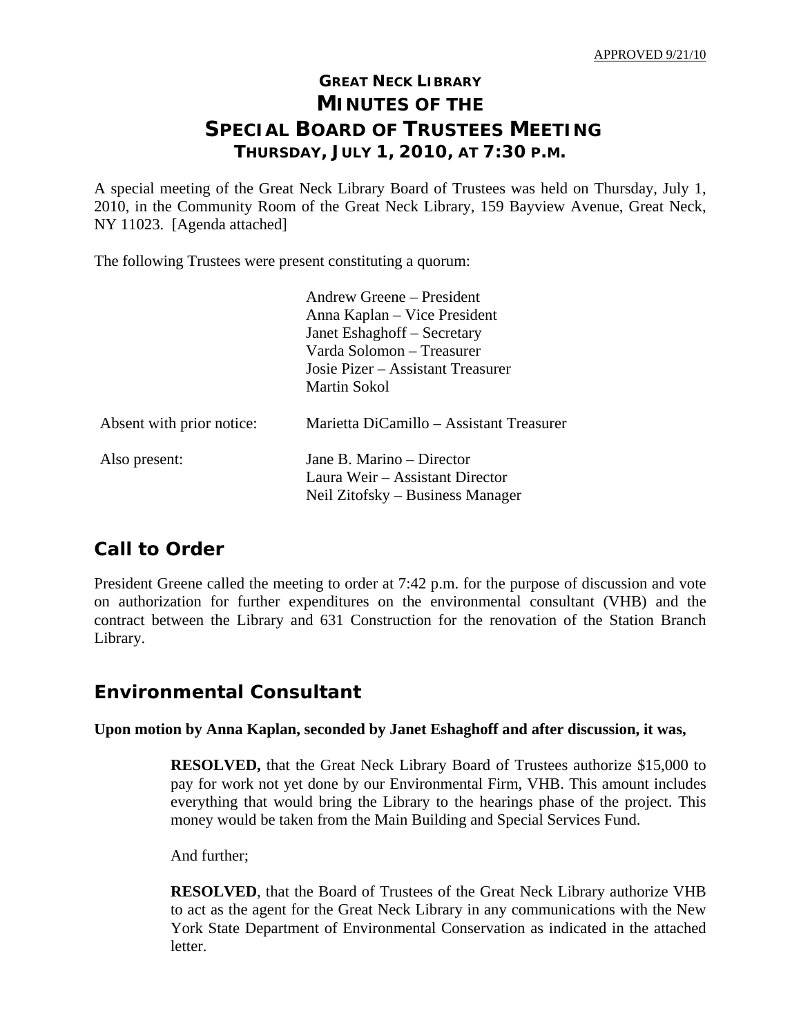APPROVED 9/21/10

# GREAT NECK LIBRARY
# MINUTES OF THE
# SPECIAL BOARD OF TRUSTEES MEETING
## THURSDAY, JULY 1, 2010, AT 7:30 P.M.

A special meeting of the Great Neck Library Board of Trustees was held on Thursday, July 1, 2010, in the Community Room of the Great Neck Library, 159 Bayview Avenue, Great Neck, NY 11023. [Agenda attached]

The following Trustees were present constituting a quorum:

| | |
|---|---|
| | Andrew Greene – President |
| | Anna Kaplan – Vice President |
| | Janet Eshaghoff – Secretary |
| | Varda Solomon – Treasurer |
| | Josie Pizer – Assistant Treasurer |
| | Martin Sokol |
| Absent with prior notice: | Marietta DiCamillo – Assistant Treasurer |
| Also present: | Jane B. Marino – Director |
| | Laura Weir – Assistant Director |
| | Neil Zitofsky – Business Manager |

## Call to Order

President Greene called the meeting to order at 7:42 p.m. for the purpose of discussion and vote on authorization for further expenditures on the environmental consultant (VHB) and the contract between the Library and 631 Construction for the renovation of the Station Branch Library.

## Environmental Consultant

**Upon motion by Anna Kaplan, seconded by Janet Eshaghoff and after discussion, it was,**

> **RESOLVED,** that the Great Neck Library Board of Trustees authorize $15,000 to pay for work not yet done by our Environmental Firm, VHB. This amount includes everything that would bring the Library to the hearings phase of the project. This money would be taken from the Main Building and Special Services Fund.
>
> And further;
>
> **RESOLVED**, that the Board of Trustees of the Great Neck Library authorize VHB to act as the agent for the Great Neck Library in any communications with the New York State Department of Environmental Conservation as indicated in the attached letter.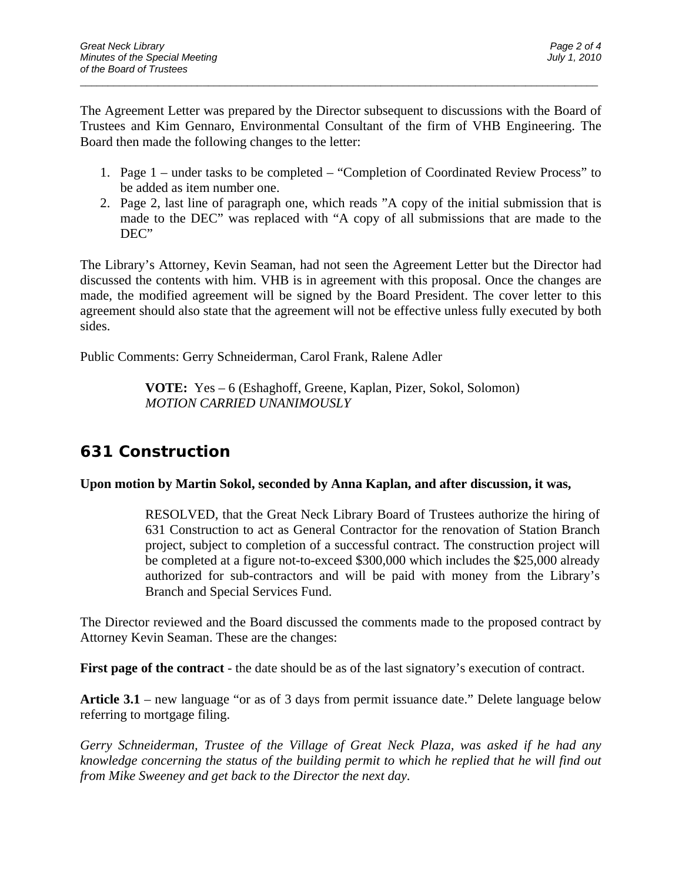The Agreement Letter was prepared by the Director subsequent to discussions with the Board of Trustees and Kim Gennaro, Environmental Consultant of the firm of VHB Engineering. The Board then made the following changes to the letter:

1. Page 1 – under tasks to be completed – "Completion of Coordinated Review Process" to be added as item number one.
2. Page 2, last line of paragraph one, which reads "A copy of the initial submission that is made to the DEC" was replaced with "A copy of all submissions that are made to the DEC"

The Library's Attorney, Kevin Seaman, had not seen the Agreement Letter but the Director had discussed the contents with him. VHB is in agreement with this proposal. Once the changes are made, the modified agreement will be signed by the Board President. The cover letter to this agreement should also state that the agreement will not be effective unless fully executed by both sides.

Public Comments: Gerry Schneiderman, Carol Frank, Ralene Adler

> **VOTE:** Yes – 6 (Eshaghoff, Greene, Kaplan, Pizer, Sokol, Solomon)
> *MOTION CARRIED UNANIMOUSLY*

## 631 Construction

**Upon motion by Martin Sokol, seconded by Anna Kaplan, and after discussion, it was,**

> RESOLVED, that the Great Neck Library Board of Trustees authorize the hiring of 631 Construction to act as General Contractor for the renovation of Station Branch project, subject to completion of a successful contract. The construction project will be completed at a figure not-to-exceed $300,000 which includes the $25,000 already authorized for sub-contractors and will be paid with money from the Library's Branch and Special Services Fund.

The Director reviewed and the Board discussed the comments made to the proposed contract by Attorney Kevin Seaman. These are the changes:

**First page of the contract** - the date should be as of the last signatory's execution of contract.

**Article 3.1** – new language "or as of 3 days from permit issuance date." Delete language below referring to mortgage filing.

*Gerry Schneiderman, Trustee of the Village of Great Neck Plaza, was asked if he had any knowledge concerning the status of the building permit to which he replied that he will find out from Mike Sweeney and get back to the Director the next day.*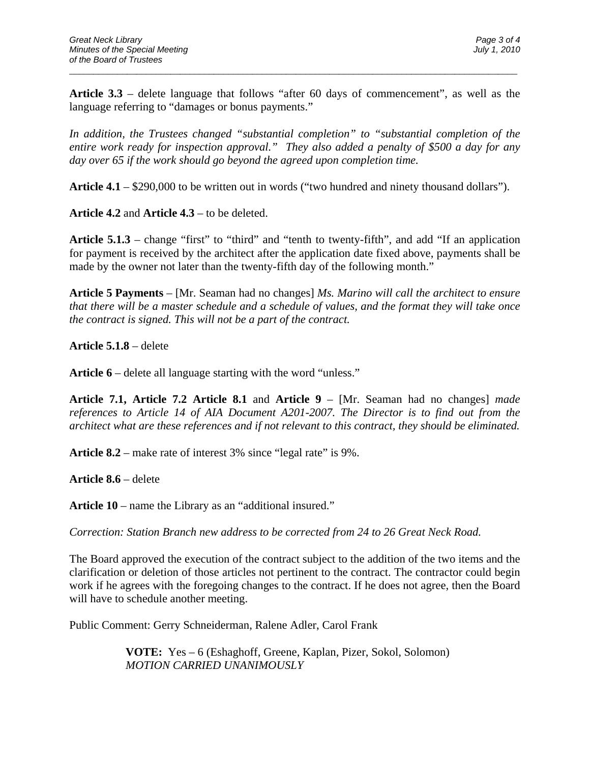**Article 3.3** – delete language that follows "after 60 days of commencement", as well as the language referring to "damages or bonus payments."

*In addition, the Trustees changed "substantial completion" to "substantial completion of the entire work ready for inspection approval." They also added a penalty of $500 a day for any day over 65 if the work should go beyond the agreed upon completion time.*

**Article 4.1** – $290,000 to be written out in words ("two hundred and ninety thousand dollars").

**Article 4.2** and **Article 4.3** – to be deleted.

**Article 5.1.3** – change "first" to "third" and "tenth to twenty-fifth", and add "If an application for payment is received by the architect after the application date fixed above, payments shall be made by the owner not later than the twenty-fifth day of the following month."

**Article 5 Payments** – [Mr. Seaman had no changes] *Ms. Marino will call the architect to ensure that there will be a master schedule and a schedule of values, and the format they will take once the contract is signed. This will not be a part of the contract.*

**Article 5.1.8** – delete

**Article 6** – delete all language starting with the word "unless."

**Article 7.1, Article 7.2 Article 8.1** and **Article 9** – [Mr. Seaman had no changes] *made references to Article 14 of AIA Document A201-2007. The Director is to find out from the architect what are these references and if not relevant to this contract, they should be eliminated.*

**Article 8.2** – make rate of interest 3% since "legal rate" is 9%.

**Article 8.6** – delete

**Article 10** – name the Library as an "additional insured."

*Correction: Station Branch new address to be corrected from 24 to 26 Great Neck Road.*

The Board approved the execution of the contract subject to the addition of the two items and the clarification or deletion of those articles not pertinent to the contract. The contractor could begin work if he agrees with the foregoing changes to the contract. If he does not agree, then the Board will have to schedule another meeting.

Public Comment: Gerry Schneiderman, Ralene Adler, Carol Frank

> **VOTE:** Yes – 6 (Eshaghoff, Greene, Kaplan, Pizer, Sokol, Solomon)
> *MOTION CARRIED UNANIMOUSLY*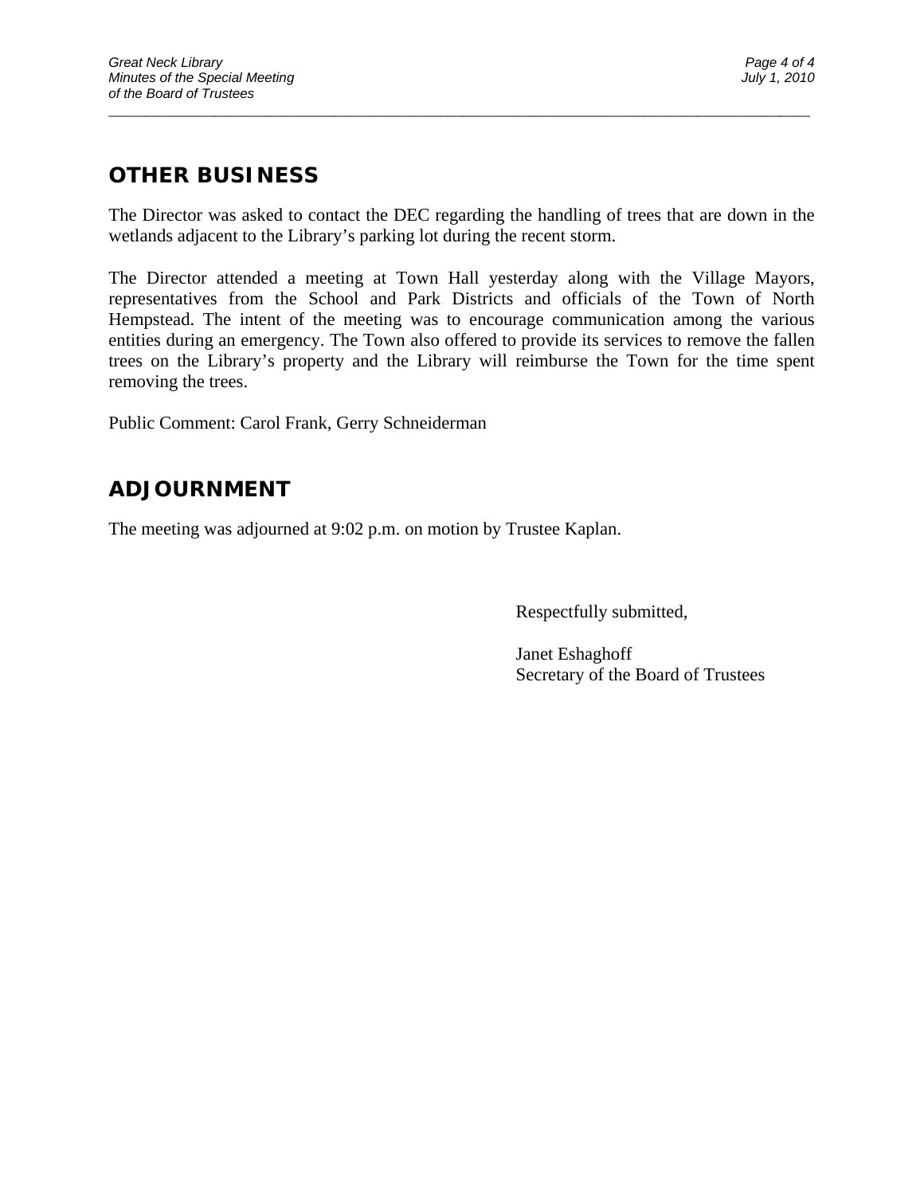## OTHER BUSINESS

The Director was asked to contact the DEC regarding the handling of trees that are down in the wetlands adjacent to the Library's parking lot during the recent storm.

The Director attended a meeting at Town Hall yesterday along with the Village Mayors, representatives from the School and Park Districts and officials of the Town of North Hempstead. The intent of the meeting was to encourage communication among the various entities during an emergency. The Town also offered to provide its services to remove the fallen trees on the Library's property and the Library will reimburse the Town for the time spent removing the trees.

Public Comment: Carol Frank, Gerry Schneiderman

## ADJOURNMENT

The meeting was adjourned at 9:02 p.m. on motion by Trustee Kaplan.

Respectfully submitted,

Janet Eshaghoff
Secretary of the Board of Trustees